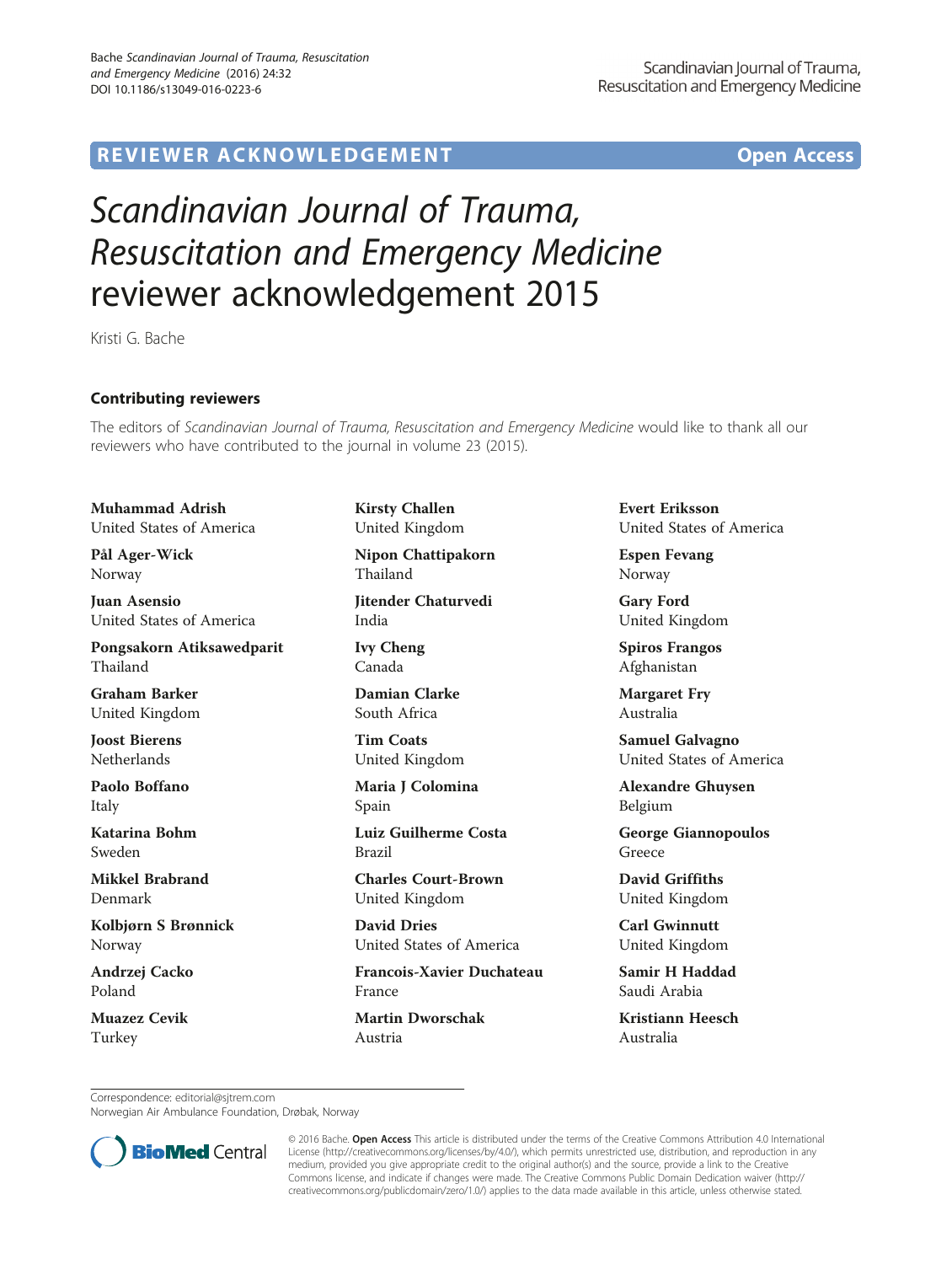# REVIEWER ACKNOWLEDGEMENT

Open Access

# *Scandinavian Journal of Trauma, Resuscitation and Emergency Medicine* reviewer acknowledgement 2015

Kristi G. Bache

## Contributing reviewers

The editors of *Scandinavian Journal of Trauma, Resuscitation and Emergency Medicine* would like to thank all our reviewers who have contributed to the journal in volume 23 (2015).

**Muhammad Adrish**
United States of America

**Pål Ager-Wick**
Norway

**Juan Asensio**
United States of America

**Pongsakorn Atiksawedparit**
Thailand

**Graham Barker**
United Kingdom

**Joost Bierens**
Netherlands

**Paolo Boffano**
Italy

**Katarina Bohm**
Sweden

**Mikkel Brabrand**
Denmark

**Kolbjørn S Brønnick**
Norway

**Andrzej Cacko**
Poland

**Muazez Cevik**
Turkey

**Kirsty Challen**
United Kingdom

**Nipon Chattipakorn**
Thailand

**Jitender Chaturvedi**
India

**Ivy Cheng**
Canada

**Damian Clarke**
South Africa

**Tim Coats**
United Kingdom

**Maria J Colomina**
Spain

**Luiz Guilherme Costa**
Brazil

**Charles Court-Brown**
United Kingdom

**David Dries**
United States of America

**Francois-Xavier Duchateau**
France

**Martin Dworschak**
Austria

**Evert Eriksson**
United States of America

**Espen Fevang**
Norway

**Gary Ford**
United Kingdom

**Spiros Frangos**
Afghanistan

**Margaret Fry**
Australia

**Samuel Galvagno**
United States of America

**Alexandre Ghuysen**
Belgium

**George Giannopoulos**
Greece

**David Griffiths**
United Kingdom

**Carl Gwinnutt**
United Kingdom

**Samir H Haddad**
Saudi Arabia

**Kristiann Heesch**
Australia

Correspondence: editorial@sjtrem.com
Norwegian Air Ambulance Foundation, Drøbak, Norway

© 2016 Bache. **Open Access** This article is distributed under the terms of the Creative Commons Attribution 4.0 International License (http://creativecommons.org/licenses/by/4.0/), which permits unrestricted use, distribution, and reproduction in any medium, provided you give appropriate credit to the original author(s) and the source, provide a link to the Creative Commons license, and indicate if changes were made. The Creative Commons Public Domain Dedication waiver (http://creativecommons.org/publicdomain/zero/1.0/) applies to the data made available in this article, unless otherwise stated.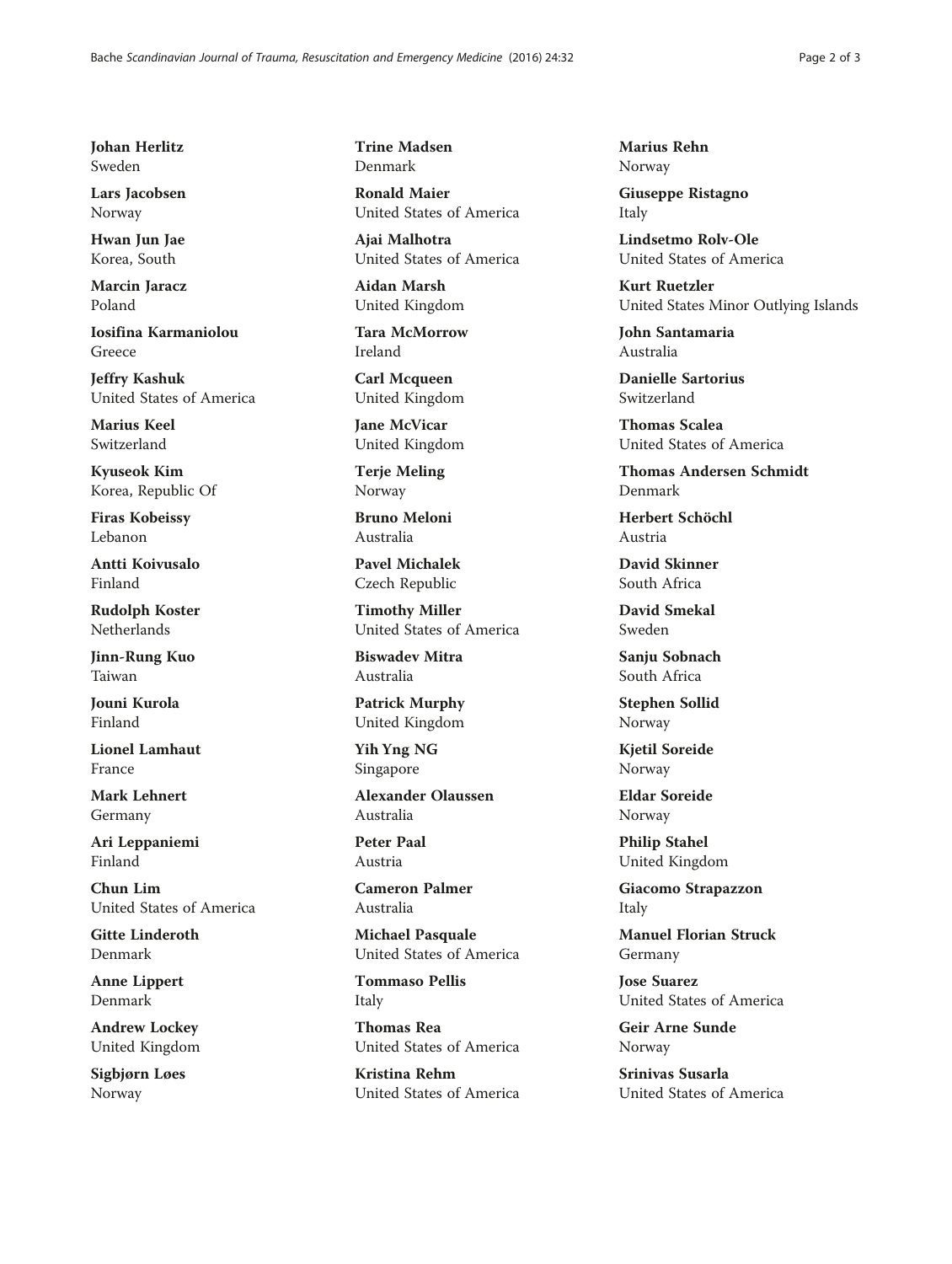**Johan Herlitz**
Sweden

**Lars Jacobsen**
Norway

**Hwan Jun Jae**
Korea, South

**Marcin Jaracz**
Poland

**Iosifina Karmaniolou**
Greece

**Jeffry Kashuk**
United States of America

**Marius Keel**
Switzerland

**Kyuseok Kim**
Korea, Republic Of

**Firas Kobeissy**
Lebanon

**Antti Koivusalo**
Finland

**Rudolph Koster**
Netherlands

**Jinn-Rung Kuo**
Taiwan

**Jouni Kurola**
Finland

**Lionel Lamhaut**
France

**Mark Lehnert**
Germany

**Ari Leppaniemi**
Finland

**Chun Lim**
United States of America

**Gitte Linderoth**
Denmark

**Anne Lippert**
Denmark

**Andrew Lockey**
United Kingdom

**Sigbjørn Løes**
Norway

**Trine Madsen**
Denmark

**Ronald Maier**
United States of America

**Ajai Malhotra**
United States of America

**Aidan Marsh**
United Kingdom

**Tara McMorrow**
Ireland

**Carl Mcqueen**
United Kingdom

**Jane McVicar**
United Kingdom

**Terje Meling**
Norway

**Bruno Meloni**
Australia

**Pavel Michalek**
Czech Republic

**Timothy Miller**
United States of America

**Biswadev Mitra**
Australia

**Patrick Murphy**
United Kingdom

**Yih Yng NG**
Singapore

**Alexander Olaussen**
Australia

**Peter Paal**
Austria

**Cameron Palmer**
Australia

**Michael Pasquale**
United States of America

**Tommaso Pellis**
Italy

**Thomas Rea**
United States of America

**Kristina Rehm**
United States of America

**Marius Rehn**
Norway

**Giuseppe Ristagno**
Italy

**Lindsetmo Rolv-Ole**
United States of America

**Kurt Ruetzler**
United States Minor Outlying Islands

**John Santamaria**
Australia

**Danielle Sartorius**
Switzerland

**Thomas Scalea**
United States of America

**Thomas Andersen Schmidt**
Denmark

**Herbert Schöchl**
Austria

**David Skinner**
South Africa

**David Smekal**
Sweden

**Sanju Sobnach**
South Africa

**Stephen Sollid**
Norway

**Kjetil Soreide**
Norway

**Eldar Soreide**
Norway

**Philip Stahel**
United Kingdom

**Giacomo Strapazzon**
Italy

**Manuel Florian Struck**
Germany

**Jose Suarez**
United States of America

**Geir Arne Sunde**
Norway

**Srinivas Susarla**
United States of America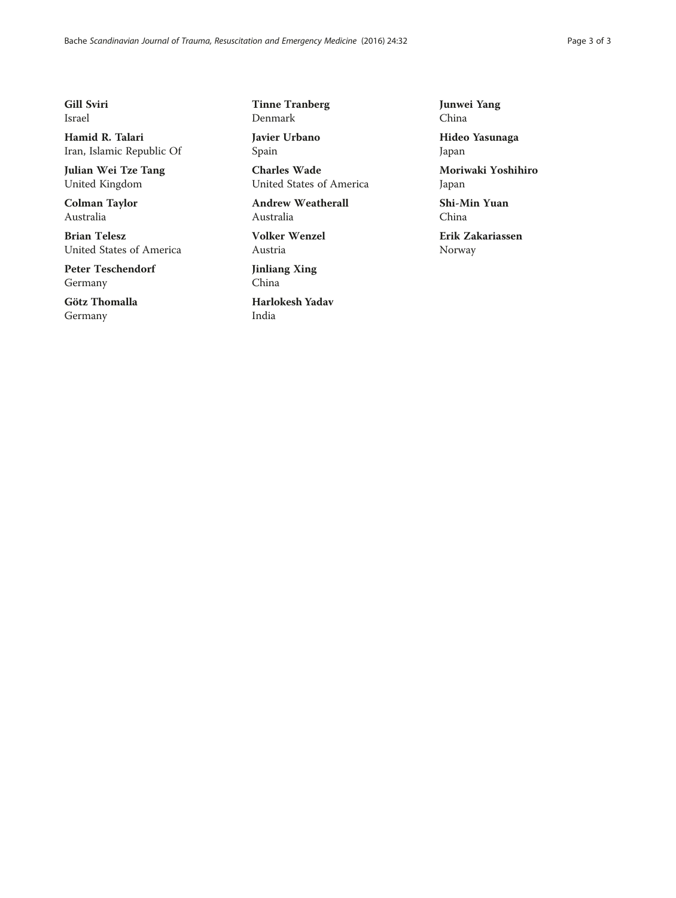**Gill Sviri**
Israel

**Hamid R. Talari**
Iran, Islamic Republic Of

**Julian Wei Tze Tang**
United Kingdom

**Colman Taylor**
Australia

**Brian Telesz**
United States of America

**Peter Teschendorf**
Germany

**Götz Thomalla**
Germany

**Tinne Tranberg**
Denmark

**Javier Urbano**
Spain

**Charles Wade**
United States of America

**Andrew Weatherall**
Australia

**Volker Wenzel**
Austria

**Jinliang Xing**
China

**Harlokesh Yadav**
India

**Junwei Yang**
China

**Hideo Yasunaga**
Japan

**Moriwaki Yoshihiro**
Japan

**Shi-Min Yuan**
China

**Erik Zakariassen**
Norway